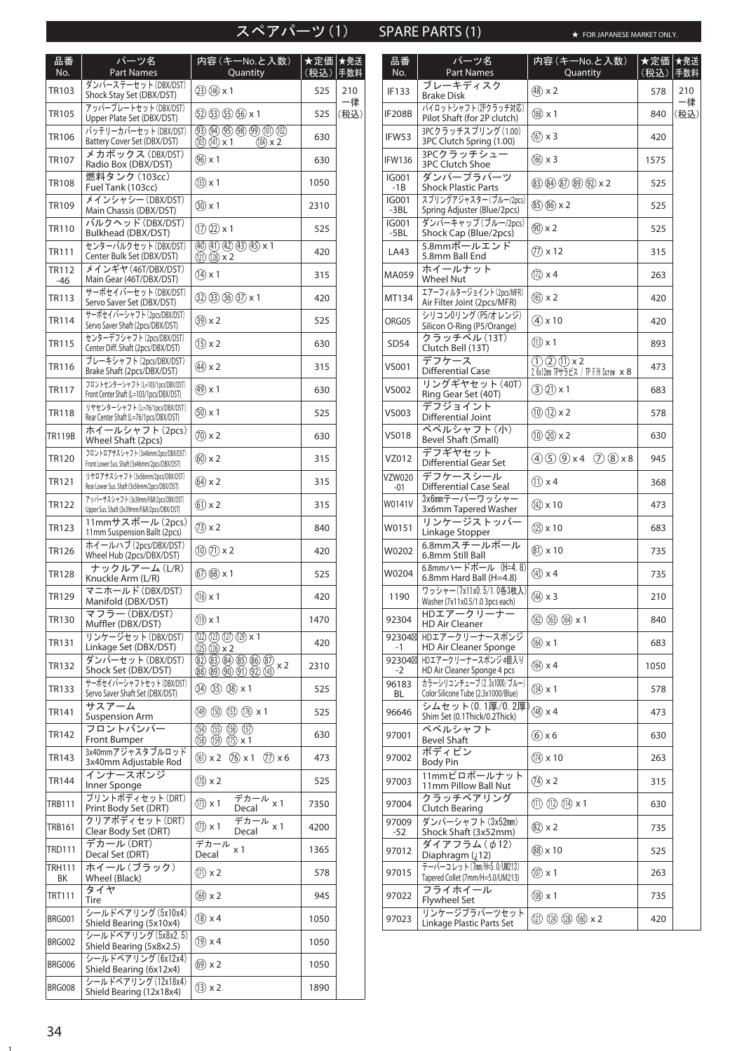# スペアパーツ(1)　SPARE PARTS (1)

★ FOR JAPANESE MARKET ONLY.

| 品番 No. | パーツ名 Part Names | 内容（キーNo.と入数） Quantity | ★定価（税込） | ★発送手数料 |
|---|---|---|---|---|
| TR103 | ダンパーステーセット(DBX/DST) Shock Stay Set (DBX/DST) | ㉓ ⑭⑥ x 1 | 525 | 210 一律 (税込) |
| TR105 | アッパープレートセット(DBX/DST) Upper Plate Set (DBX/DST) | ㊾ ㊿ ㊺ ㊻ x 1 | 525 | |
| TR106 | バッテリーカバーセット(DBX/DST) Battery Cover Set (DBX/DST) | ⑨③ ⑨④ ⑨⑤ ⑨⑧ ⑨⑨ ⑩① ⑩② ⑩③ ⑩④ x 1 ⑩④ x 2 | 630 | |
| TR107 | メカボックス(DBX/DST) Radio Box (DBX/DST) | ⑨⑥ x 1 | 630 | |
| TR108 | 燃料タンク(103cc) Fuel Tank (103cc) | ⑬③ x 1 | 1050 | |
| TR109 | メインシャシー(DBX/DST) Main Chassis (DBX/DST) | ㉚ x 1 | 2310 | |
| TR110 | バルクヘッド(DBX/DST) Bulkhead (DBX/DST) | ⑰ ㉒ x 1 | 525 | |
| TR111 | センターバルクセット(DBX/DST) Center Bulk Set (DBX/DST) | ㊵ ㊶ ㊷ ㊸ ㊺ x 1 ⑫① ⑫⑧ x 2 | 420 | |
| TR112-46 | メインギヤ(46T/DBX/DST) Main Gear (46T/DBX/DST) | ⑭ x 1 | 315 | |
| TR113 | サーボセイバーセット(DBX/DST) Servo Saver Set (DBX/DST) | ㉜ ㉝ ㊱ ㊲ x 1 | 420 | |
| TR114 | サーボセイバーシャフト(2pcs/DBX/DST) Servo Saver Shaft (2pcs/DBX/DST) | ㊴ x 2 | 525 | |
| TR115 | センターデフシャフト(2pcs/DBX/DST) Center Diff. Shaft (2pcs/DBX/DST) | ⑮ x 2 | 630 | |
| TR116 | ブレーキシャフト(2pcs/DBX/DST) Brake Shaft (2pcs/DBX/DST) | ㊹ x 2 | 315 | |
| TR117 | フロントセンターシャフト(L=103/1pcs/DBX/DST) Front Center Shaft (L=103/1pcs/DBX/DST) | ㊾ x 1 | 630 | |
| TR118 | リヤセンターシャフト(L=76/1pcs/DBX/DST) Rear Center Shaft (L=76/1pcs/DBX/DST) | ㊿ x 1 | 525 | |
| TR119B | ホイールシャフト(2pcs) Wheel Shaft (2pcs) | ⑦⓪ x 2 | 630 | |
| TR120 | フロントロアサスシャフト(3x46mm/2pcs/DBX/DST) Front Lower Sus. Shaft (3x46mm/2pcs/DBX/DST) | ⑥⓪ x 2 | 315 | |
| TR121 | リヤロアサスシャフト(3x56mm/2pcs/DBX/DST) Rear Lower Sus. Shaft (3x56mm/2pcs/DBX/DST) | ⑥④ x 2 | 315 | |
| TR122 | アッパーサスシャフト(3x39mm/F&R/2pcs/DBX/DST) Upper Sus. Shaft (3x39mm/F&R/2pcs/DBX/DST) | ⑥① x 2 | 315 | |
| TR123 | 11mmサスボール(2pcs) 11mm Suspension Ballt (2pcs) | ⑦③ x 2 | 840 | |
| TR126 | ホイールハブ(2pcs/DBX/DST) Wheel Hub (2pcs/DBX/DST) | ⑩ ⑦① x 2 | 420 | |
| TR128 | ナックルアーム(L/R) Knuckle Arm (L/R) | ⑥⑦ ⑥⑧ x 1 | 525 | |
| TR129 | マニホールド(DBX/DST) Manifold (DBX/DST) | ⑪⑥ x 1 | 420 | |
| TR130 | マフラー(DBX/DST) Muffler (DBX/DST) | ⑪⑨ x 1 | 1470 | |
| TR131 | リンケージセット(DBX/DST) Linkage Set (DBX/DST) | ⑫② ⑫③ ⑫⑦ ⑫⑨ x 1 ⑫⑤ ⑫⑥ x 2 | 420 | |
| TR132 | ダンパーセット(DBX/DST) Shock Set (DBX/DST) | ⑧② ⑧③ ⑧④ ⑧⑤ ⑧⑥ ⑧⑦ ⑧⑧ ⑧⑨ ⑨⓪ ⑨① ⑨② ⑭③ x 2 | 2310 | |
| TR133 | サーボセイバーシャフトセット(DBX/DST) Servo Saver Shaft Set (DBX/DST) | ㉞ ㉟ ㊳ x 1 | 525 | |
| TR141 | サスアーム Suspension Arm | ⑭⑨ ⑮⓪ ⑮③ ⑰⑥ x 1 | 525 | |
| TR142 | フロントバンパー Front Bumper | ⑮④ ⑮⑤ ⑮⑥ ⑮⑦ ⑮⑧ ⑮⑨ ⑰⑤ x 1 | 630 | |
| TR143 | 3x40mmアジャスタブルロッド 3x40mm Adjustable Rod | ⑯① x 2 ⑦⑥ x 1 ⑦⑦ x 6 | 473 | |
| TR144 | インナースポンジ Inner Sponge | ⑰⓪ x 2 | 525 | |
| TRB111 | プリントボディセット(DRT) Print Body Set (DRT) | ⑰③ x 1 デカール Decal x 1 | 7350 | |
| TRB161 | クリアボディセット(DRT) Clear Body Set (DRT) | ⑰③ x 1 デカール Decal x 1 | 4200 | |
| TRD111 | デカール(DRT) Decal Set (DRT) | デカール Decal x 1 | 1365 | |
| TRH111 BK | ホイール(ブラック) Wheel (Black) | ⑰① x 2 | 578 | |
| TRT111 | タイヤ Tire | ⑯⑨ x 2 | 945 | |
| BRG001 | シールドベアリング(5x10x4) Shield Bearing (5x10x4) | ⑱ x 4 | 1050 | |
| BRG002 | シールドベアリング(5x8x2.5) Shield Bearing (5x8x2.5) | ⑲ x 4 | 1050 | |
| BRG006 | シールドベアリング(6x12x4) Shield Bearing (6x12x4) | ⑥⑨ x 2 | 1050 | |
| BRG008 | シールドベアリング(12x18x4) Shield Bearing (12x18x4) | ⑬ x 2 | 1890 | |

| 品番 No. | パーツ名 Part Names | 内容（キーNo.と入数） Quantity | ★定価（税込） | ★発送手数料 |
|---|---|---|---|---|
| IF133 | ブレーキディスク Brake Disk | ㊽ x 2 | 578 | 210 一律 (税込) |
| IF208B | パイロットシャフト(2Pクラッチ対応) Pilot Shaft (for 2P clutch) | ⑯⑧ x 1 | 840 | |
| IFW53 | 3PCクラッチスプリング(1.00) 3PC Clutch Spring (1.00) | ⑯⑦ x 3 | 420 | |
| IFW136 | 3PCクラッチシュー 3PC Clutch Shoe | ⑯⑥ x 3 | 1575 | |
| IG001-1B | ダンパープラパーツ Shock Plastic Parts | ⑧③ ⑧④ ⑧⑦ ⑧⑨ ⑨② x 2 | 525 | |
| IG001-3BL | スプリングアジャスター(ブルー/2pcs) Spring Adjuster (Blue/2pcs) | ⑧⑤ ⑧⑥ x 2 | 525 | |
| IG001-5BL | ダンパーキャップ(ブルー/2pcs) Shock Cap (Blue/2pcs) | ⑨⓪ x 2 | 525 | |
| LA43 | 5.8mmボールエンド 5.8mm Ball End | ⑦⑦ x 12 | 315 | |
| MA059 | ホイールナット Wheel Nut | ⑦② x 4 | 263 | |
| MT134 | エアーフィルタージョイント(2pcs/MFR) Air Filter Joint (2pcs/MFR) | ⑯⑤ x 2 | 420 | |
| ORG05 | シリコンOリング(P5/オレンジ) Silicon O-Ring (P5/Orange) | ④ x 10 | 420 | |
| SD54 | クラッチベル(13T) Clutch Bell (13T) | ⑪③ x 1 | 893 | |
| VS001 | デフケース Differential Case | ① ② ⑪ x 2 2.6x12mm TPサラビス / TP F/H Screw x 8 | 473 | |
| VS002 | リングギヤセット(40T) Ring Gear Set (40T) | ③ ㉑ x 1 | 683 | |
| VS003 | デフジョイント Differential Joint | ⑩ ⑫ x 2 | 578 | |
| VS018 | ベベルシャフト(小) Bevel Shaft (Small) | ⑩ ⑳ x 2 | 630 | |
| VZ012 | デフギヤセット Differential Gear Set | ④ ⑤ ⑨ x 4 ⑦ ⑧ x 8 | 945 | |
| VZW020-01 | デフケースシール Differential Case Seal | ⑪ x 4 | 368 | |
| W0141V | 3x6mmテーパーワッシャー 3x6mm Tapered Washer | ⑭② x 10 | 473 | |
| W0151 | リンケージストッパー Linkage Stopper | ⑫⑤ x 10 | 683 | |
| W0202 | 6.8mmスチールボール 6.8mm Still Ball | ⑧① x 10 | 735 | |
| W0204 | 6.8mmハードボール (H=4.8) 6.8mm Hard Ball (H=4.8) | ⑭③ x 4 | 735 | |
| 1190 | ワッシャー(7x11x0.5/1.0各3枚入) Washer (7x11x0.5/1.0 3pcs each) | ⑭④ x 3 | 210 | |
| 92304 | HDエアークリーナー HD Air Cleaner | ⑯② ⑯③ ⑯④ x 1 | 840 | |
| 92304-1 | HDエアークリーナースポンジ HD Air Cleaner Sponge | ⑯④ x 1 | 683 | |
| 92304-2 | HDエアークリーナースポンジ4個入り HD Air Cleaner Sponge 4 pcs | ⑯④ x 4 | 1050 | |
| 96183 BL | カラーシリコンチューブ(2.3x1000/ブルー) Color Silicone Tube (2.3x1000/Blue) | ⑬④ x 1 | 578 | |
| 96646 | シムセット(0.1厚/0.2厚) Shim Set (0.1Thick/0.2Thick) | ⑭⑧ x 4 | 473 | |
| 97001 | ベベルシャフト Bevel Shaft | ⑥ x 6 | 630 | |
| 97002 | ボディピン Body Pin | ⑦④ x 10 | 263 | |
| 97003 | 11mmピロボールナット 11mm Pillow Ball Nut | ⑦④ x 2 | 315 | |
| 97004 | クラッチベアリング Clutch Bearing | ⑪① ⑪② ⑪④ x 1 | 630 | |
| 97009-52 | ダンパーシャフト(3x52mm) Shock Shaft (3x52mm) | ⑧② x 2 | 735 | |
| 97012 | ダイアフラム(φ12) Diaphragm (¿12) | ⑧⑧ x 10 | 525 | |
| 97015 | テーパーコレット(7mm/H=5.0/UM213) Tapered Collet (7mm/H=5.0/UM213) | ⑩⑦ x 1 | 263 | |
| 97022 | フライホイール Flywheel Set | ⑩⑧ x 1 | 735 | |
| 97023 | リンケージプラパーツセット Linkage Plastic Parts Set | ⑫① ⑫④ ⑫⑧ ⑯⓪ x 2 | 420 | |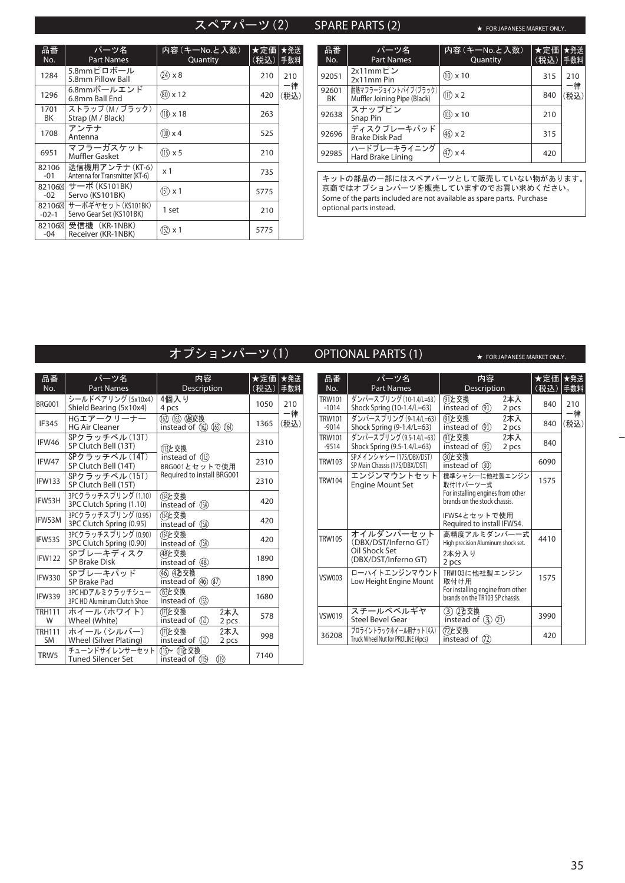## スペアパーツ（2）　SPARE PARTS (2)

★ FOR JAPANESE MARKET ONLY.

| 品番 No. | パーツ名 Part Names | 内容（キーNo.と入数） Quantity | ★定価（税込） | ★発送手数料 |
|---|---|---|---|---|
| 1284 | 5.8mmピロボール 5.8mm Pillow Ball | ㉔ x 8 | 210 | 210 一律（税込） |
| 1296 | 6.8mmボールエンド 6.8mm Ball End | ⑳ x 12 | 420 | |
| 1701 BK | ストラップ（M/ブラック） Strap (M / Black) | ⑱ x 18 | 263 | |
| 1708 | アンテナ Antenna | ⑩ x 4 | 525 | |
| 6951 | マフラーガスケット Muffler Gasket | ⑮ x 5 | 210 | |
| 82106-01 | 送信機用アンテナ（KT-6） Antenna for Transmitter (KT-6) | x 1 | 735 | |
| 82106⊠-02 | サーボ（KS101BK） Servo (KS101BK) | ⑮ x 1 | 5775 | |
| 82106⊠-02-1 | サーボギヤセット（KS101BK） Servo Gear Set (KS101BK) | 1 set | 210 | |
| 82106⊠-04 | 受信機（KR-1NBK） Receiver (KR-1NBK) | ⑫ x 1 | 5775 | |
| 92051 | 2x11mmピン 2x11mm Pin | ⑩ x 10 | 315 | 210 一律（税込） |
| 92601 BK | 耐熱マフラージョイントパイプ（ブラック） Muffler Joining Pipe (Black) | ⑰ x 2 | 840 | |
| 92638 | スナップピン Snap Pin | ⑯ x 10 | 210 | |
| 92696 | ディスクブレーキパッド Brake Disk Pad | ㊻ x 2 | 315 | |
| 92985 | ハードブレーキライニング Hard Brake Lining | ㊼ x 4 | 420 | |

キットの部品の一部にはスペアパーツとして販売していない物があります。京商ではオプションパーツを販売していますのでお買い求めください。
Some of the parts included are not available as spare parts. Purchase optional parts instead.

## オプションパーツ（1）　OPTIONAL PARTS (1)

★ FOR JAPANESE MARKET ONLY.

| 品番 No. | パーツ名 Part Names | 内容 Description | ★定価（税込） | ★発送手数料 |
|---|---|---|---|---|
| BRG001 | シールドベアリング（5x10x4） Shield Bearing (5x10x4) | 4個入り 4 pcs | 1050 | 210 一律（税込） |
| IF345 | HGエアークリーナー HG Air Cleaner | ⑯ ⑯ ⑯交換 instead of ⑯ ⑯ ⑯ | 1365 | |
| IFW46 | SPクラッチベル（13T） SP Clutch Bell (13T) | ⑬と交換 instead of ⑬ BRG001とセットで使用 Required to install BRG001 | 2310 | |
| IFW47 | SPクラッチベル（14T） SP Clutch Bell (14T) | | 2310 | |
| IFW133 | SPクラッチベル（15T） SP Clutch Bell (15T) | | 2310 | |
| IFW53H | 3PCクラッチスプリング（1.10） 3PC Clutch Spring (1.10) | ⑮と交換 instead of ⑮ | 420 | |
| IFW53M | 3PCクラッチスプリング（0.95） 3PC Clutch Spring (0.95) | ⑮と交換 instead of ⑮ | 420 | |
| IFW53S | 3PCクラッチスプリング（0.90） 3PC Clutch Spring (0.90) | ⑮と交換 instead of ⑮ | 420 | |
| IFW122 | SPブレーキディスク SP Brake Disk | ㊽と交換 instead of ㊽ | 1890 | |
| IFW330 | SPブレーキパッド SP Brake Pad | ㊻ ㊼交換 instead of ㊻ ㊼ | 1890 | |
| IFW339 | 3PC HDアルミクラッチシュー 3PC HD Aluminum Clutch Shoe | ⑬と交換 instead of ⑬ | 1680 | |
| TRH111 W | ホイール（ホワイト） Wheel (White) | ⑰と交換 instead of ⑰ 2本入 2 pcs | 578 | |
| TRH111 SM | ホイール（シルバー） Wheel (Silver Plating) | ⑰と交換 instead of ⑰ 2本入 2 pcs | 998 | |
| TRW5 | チューンドサイレンサーセット Tuned Silencer Set | ⑮～⑲交換 instead of ⑮ ⑲ | 7140 | |
| TRW101-1014 | ダンパースプリング（10-1.4/L=63） Shock Spring (10-1.4/L=63) | ㉑と交換 instead of ㉑ 2本入 2 pcs | 840 | 210 一律（税込） |
| TRW101-9014 | ダンパースプリング（9-1.4/L=63） Shock Spring (9-1.4/L=63) | ㉑と交換 instead of ㉑ 2本入 2 pcs | 840 | |
| TRW101-9514 | ダンパースプリング（9.5-1.4/L=63） Shock Spring (9.5-1.4/L=63) | ㉑と交換 instead of ㉑ 2本入 2 pcs | 840 | |
| TRW103 | SPメインシャシー（17S/DBX/DST） SP Main Chassis (17S/DBX/DST) | ㉚と交換 instead of ㉚ | 6090 | |
| TRW104 | エンジンマウントセット Engine Mount Set | 標準シャシーに他社製エンジン取付けパーツ一式 For installing engines from other brands on the stock chassis. IFW54とセットで使用 Required to install IFW54. | 1575 | |
| TRW105 | オイルダンパーセット（DBX/DST/Inferno GT） Oil Shock Set (DBX/DST/Inferno GT) | 高精度アルミダンパー一式 High precision Aluminum shock set. 2本分入り 2 pcs | 4410 | |
| VSW003 | ローハイトエンジンマウント Low Height Engine Mount | TRW103に他社製エンジン取付け用 For installing engine from other brands on the TR103 SP chassis. | 1575 | |
| VSW019 | スチールベベルギヤ Steel Bevel Gear | ③ ㉑交換 instead of ③ ㉑ | 3990 | |
| 36208 | プロライントラックホイール用ナット（4入） Truck Wheel Nut for PROLINE (4pcs) | ㉒と交換 instead of ㉒ | 420 | |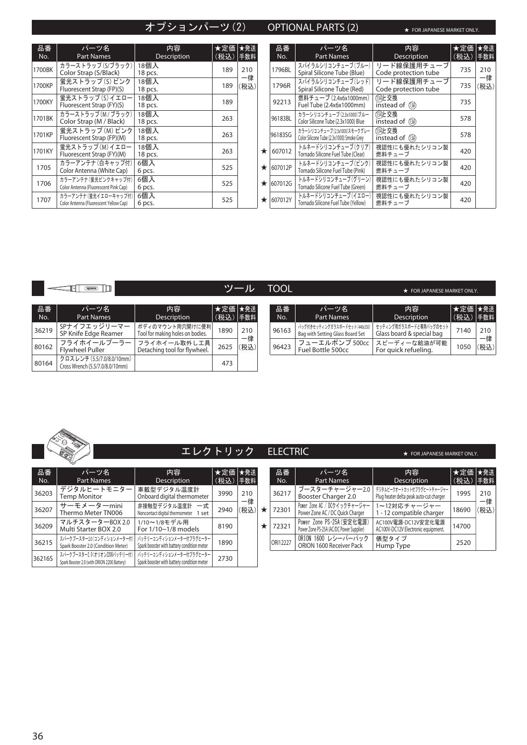## オプションパーツ (2)　OPTIONAL PARTS (2)

★ FOR JAPANESE MARKET ONLY.

| 品番 No. | パーツ名 Part Names | 内容 Description | ★定価 (税込) | ★発送 手数料 |
|---|---|---|---|---|
| 1700BK | カラーストラップ(S/ブラック) Color Strap (S/Black) | 18個入 18 pcs. | 189 | 210 一律 (税込) |
| 1700KP | 蛍光ストラップ(S) ピンク Fluorescent Strap (FP)(S) | 18個入 18 pcs. | 189 | |
| 1700KY | 蛍光ストラップ(S) イエロー Fluorescent Strap (FY)(S) | 18個入 18 pcs. | 189 | |
| 1701BK | カラーストラップ(M/ブラック) Color Strap (M / Black) | 18個入 18 pcs. | 263 | |
| 1701KP | 蛍光ストラップ(M) ピンク Fluorescent Strap (FP)(M) | 18個入 18 pcs. | 263 | |
| 1701KY | 蛍光ストラップ(M) イエロー Fluorescent Strap (FY)(M) | 18個入 18 pcs. | 263 | |
| 1705 | カラーアンテナ(白キャップ付) Color Antenna (White Cap) | 6個入 6 pcs. | 525 | |
| 1706 | カラーアンテナ(蛍光ピンクキャップ付) Color Antenna (Fluorescent Pink Cap) | 6個入 6 pcs. | 525 | |
| 1707 | カラーアンテナ(蛍光イエローキャップ付) Color Antenna (Fluorescent Yellow Cap) | 6個入 6 pcs. | 525 | |

| | 品番 No. | パーツ名 Part Names | 内容 Description | ★定価 (税込) | ★発送 手数料 |
|---|---|---|---|---|---|
| | 1796BL | スパイラルシリコンチューブ(ブルー) Spiral Silicone Tube (Blue) | リード線保護用チューブ Code protection tube | 735 | 210 一律 (税込) |
| | 1796R | スパイラルシリコンチューブ(レッド) Spiral Silicone Tube (Red) | リード線保護用チューブ Code protection tube | 735 | |
| | 92213 | 燃料チューブ (2.4x6x1000mm) Fuel Tube (2.4x6x1000mm) | ⒀4と交換 instead of ⒀4 | 735 | |
| | 96183BL | カラーシリコンチューブ(2.3x1000)ブルー Color Silicone Tube (2.3x1000) Blue | ⒀4と交換 instead of ⒀4 | 578 | |
| | 96183SG | カラーシリコンチューブ(2.3x1000)スモークグレー Color Silicone Tube (2.3x1000) Smoke Grey | ⒀4と交換 instead of ⒀4 | 578 | |
| ★ | 607012 | トルネードシリコンチューブ(クリア) Tornado Silicone Fuel Tube (Clear) | 視認性にも優れたシリコン製燃料チューブ | 420 | |
| ★ | 607012P | トルネードシリコンチューブ(ピンク) Tornado Silicone Fuel Tube (Pink) | 視認性にも優れたシリコン製燃料チューブ | 420 | |
| ★ | 607012G | トルネードシリコンチューブ(グリーン) Tornado Silicone Fuel Tube (Green) | 視認性にも優れたシリコン製燃料チューブ | 420 | |
| ★ | 607012Y | トルネードシリコンチューブ(イエロー) Tornado Silicone Fuel Tube (Yellow) | 視認性にも優れたシリコン製燃料チューブ | 420 | |

## ツール　TOOL

★ FOR JAPANESE MARKET ONLY.

| 品番 No. | パーツ名 Part Names | 内容 Description | ★定価 (税込) | ★発送 手数料 |
|---|---|---|---|---|
| 36219 | SPナイフエッジリーマー SP Knife Edge Reamer | ボディのマウント用穴開けに便利 Tool for making holes on bodies. | 1890 | 210 一律 (税込) |
| 80162 | フライホイールプーラー Flywheel Puller | フライホイール取外し工具 Detaching tool for flywheel. | 2625 | |
| 80164 | クロスレンチ (5.5/7.0/8.0/10mm) Cross Wrench (5.5/7.0/8.0/10mm) | | 473 | |

| 品番 No. | パーツ名 Part Names | 内容 Description | ★定価 (税込) | ★発送 手数料 |
|---|---|---|---|---|
| 96163 | バッグ付きセッティングガラスボードセット (440x330) Bag with Setting Glass Board Set | セッティング用ガラスボードと専用バッグのセット Glass board & special bag | 7140 | 210 一律 (税込) |
| 96423 | フューエルポンプ 500cc Fuel Bottle 500cc | スピーディーな給油が可能 For quick refueling. | 1050 | |

## エレクトリック　ELECTRIC

★ FOR JAPANESE MARKET ONLY.

| 品番 No. | パーツ名 Part Names | 内容 Description | ★定価 (税込) | ★発送 手数料 |
|---|---|---|---|---|
| 36203 | デジタルヒートモニター Temp Monitor | 車載型デジタル温度計 Onboard digital thermometer | 3990 | 210 一律 (税込) |
| 36207 | サーモメーターmini Thermo Meter TN006 | 非接触型デジタル温度計　一式 Noncontact digital thermometer　1 set | 2940 | |
| 36209 | マルチスターターBOX 2.0 Multi Starter BOX 2.0 | 1/10〜1/8モデル用 For 1/10~1/8 models | 8190 | |
| 36215 | スパークブースター2.0(コンディションメーター付) Spark Booster 2.0 (Condition Meter) | バッテリーコンディションメーター付プラグヒーター Spark booster with battery condition meter | 1890 | |
| 36216S | スパークブースター2.0(オリオン2200バッテリー付) Spark Booster 2.0 (with ORION 2200 Battery) | バッテリーコンディションメーター付プラグヒーター Spark booster with battery condition meter | 2730 | |

| | 品番 No. | パーツ名 Part Names | 内容 Description | ★定価 (税込) | ★発送 手数料 |
|---|---|---|---|---|---|
| | 36217 | ブースターチャージャー2.0 Booster Charger 2.0 | デジタルピークオートカット付プラグヒートチャージャー Plug heater delta peak auto-cut charger | 1995 | 210 一律 (税込) |
| ★ | 72301 | Power Zone AC / DCクイックチャージャー Power Zone AC / DC Quick Charger | 1〜12対応チャージャー 1 - 12 compatible charger | 18690 | |
| ★ | 72321 | Power Zone PS-25A(安定化電源) Power Zone PS-25A (AC/DC Power Supplier) | AC100V電源-DC12V安定化電源 AC100V-DC12V Electronic equipment. | 14700 | |
| | ORI12227 | ORION 1600 レシーバーパック ORION 1600 Receiver Pack | 俵型タイプ Hump Type | 2520 | |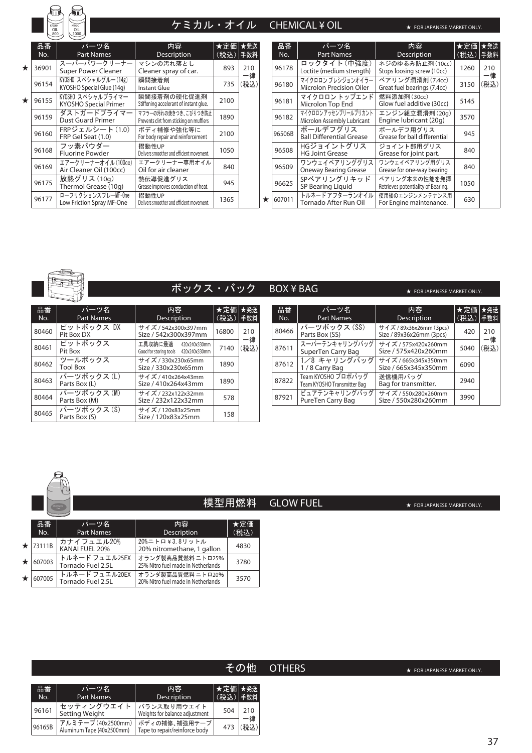## ケミカル・オイル CHEMICAL ¥ OIL

★ FOR JAPANESE MARKET ONLY.

| | 品番 No. | パーツ名 Part Names | 内容 Description | ★定価（税込） | ★発送手数料 |
|---|---|---|---|---|---|
| ★ | 36901 | スーパーパワークリーナー Super Power Cleaner | マシンの汚れ落とし Cleaner spray of car. | 893 | 210 一律（税込） |
| | 96154 | KYOSHO スペシャルグルー（14g） KYOSHO Special Glue (14g) | 瞬間接着剤 Instant Glue | 735 | |
| ★ | 96155 | KYOSHO スペシャルプライマー KYOSHO Special Primer | 瞬間接着剤の硬化促進剤 Stiffening accelerant of instant glue. | 2100 | |
| | 96159 | ダストガードプライマー Dust Guard Primer | マフラーの汚れの焼きつき、こびりつき防止 Prevents dirt from sticking on mufflers | 1890 | |
| | 96160 | FRPジェルシート（1.0） FRP Gel Seat (1.0) | ボディ補修や強化等に For body repair and reinforcement | 2100 | |
| | 96168 | フッ素パウダー Fluorine Powder | 摺動性UP Delivers smoother and efficient movement. | 1050 | |
| | 96169 | エアークリーナーオイル（100cc） Air Cleaner Oil (100cc) | エアークリーナー専用オイル Oil for air cleaner | 840 | |
| | 96175 | 放熱グリス（10g） Thermol Grease (10g) | 熱伝導促進グリス Grease improves conduction of heat. | 945 | |
| | 96177 | ローフリクションスプレーMF-One Low Friction Spray MF-One | 摺動性UP Delivers smoother and efficient movement. | 1365 | |
| | 96178 | ロックタイト（中強度） Loctite (medium strength) | ネジのゆるみ防止剤（10cc） Stops loosing screw (10cc) | 1260 | 210 一律（税込） |
| | 96180 | マイクロロン プレシジョンオイラー Microlon Precision Oiler | ベアリング潤滑剤（7.4cc） Great fuel bearings (7.4cc) | 3150 | |
| | 96181 | マイクロロン トップエンド Microlon Top End | 燃料添加剤（30cc） Glow fuel additive (30cc) | 5145 | |
| | 96182 | マイクロロンアッセンブリールブリカント Microlon Assembly Lubricant | エンジン組立潤滑剤（20g） Engine lubricant (20g) | 3570 | |
| | 96506B | ボールデフグリス Ball Differential Grease | ボールデフ用グリス Grease for ball differential | 945 | |
| | 96508 | HGジョイントグリス HG Joint Grease | ジョイント部用グリス Grease for joint part. | 840 | |
| | 96509 | ワンウェイベアリンググリス Oneway Bearing Grease | ワンウェイベアリング用グリス Grease for one-way bearing | 840 | |
| | 96625 | SPベアリングリキッド SP Bearing Liquid | ベアリング本来の性能を発揮 Retrieves potentiality of Bearing. | 1050 | |
| ★ | 607011 | トルネードアフターランオイル Tornado After Run Oil | 使用後のエンジンメンテナンス用 For Engine maintenance. | 630 | |

## ボックス・バック BOX ¥ BAG

★ FOR JAPANESE MARKET ONLY.

| 品番 No. | パーツ名 Part Names | 内容 Description | ★定価（税込） | ★発送手数料 |
|---|---|---|---|---|
| 80460 | ピットボックス DX Pit Box DX | サイズ / 542x300x397mm Size / 542x300x397mm | 16800 | 210 一律（税込） |
| 80461 | ピットボックス Pit Box | 工具収納に最適 420x240x330mm Good for storing tools 420x240x330mm | 7140 | |
| 80462 | ツールボックス Tool Box | サイズ / 330x230x65mm Size / 330x230x65mm | 1890 | |
| 80463 | パーツボックス（L） Parts Box (L) | サイズ / 410x264x43mm Size / 410x264x43mm | 1890 | |
| 80464 | パーツボックス（M） Parts Box (M) | サイズ / 232x122x32mm Size / 232x122x32mm | 578 | |
| 80465 | パーツボックス（S） Parts Box (S) | サイズ / 120x83x25mm Size / 120x83x25mm | 158 | |
| 80466 | パーツボックス（SS） Parts Box (SS) | サイズ / 89x36x26mm (3pcs) Size / 89x36x26mm (3pcs) | 420 | 210 一律（税込） |
| 87611 | スーパーテンキャリングバッグ SuperTen Carry Bag | サイズ / 575x420x260mm Size / 575x420x260mm | 5040 | |
| 87612 | 1／8 キャリングバッグ 1 / 8 Carry Bag | サイズ / 665x345x350mm Size / 665x345x350mm | 6090 | |
| 87822 | Team KYOSHO プロポバッグ Team KYOSHO Transmitter Bag | 送信機用バッグ Bag for transmitter. | 2940 | |
| 87921 | ピュアテンキャリングバッグ PureTen Carry Bag | サイズ / 550x280x260mm Size / 550x280x260mm | 3990 | |

## 模型用燃料 GLOW FUEL

★ FOR JAPANESE MARKET ONLY.

| | 品番 No. | パーツ名 Part Names | 内容 Description | ★定価（税込） |
|---|---|---|---|---|
| ★ | 73111B | カナイフュエル20% KANAI FUEL 20% | 20%ニトロ￥3.8リットル 20% nitromethane, 1 gallon | 4830 |
| ★ | 607003 | トルネード フュエル25EX Tornado Fuel 2.5L | オランダ製高品質燃料 ニトロ25% 25% Nitro fuel made in Netherlands | 3780 |
| ★ | 607005 | トルネード フュエル20EX Tornado Fuel 2.5L | オランダ製高品質燃料 ニトロ20% 20% Nitro fuel made in Netherlands | 3570 |

## その他 OTHERS

★ FOR JAPANESE MARKET ONLY.

| 品番 No. | パーツ名 Part Names | 内容 Description | ★定価（税込） | ★発送手数料 |
|---|---|---|---|---|
| 96161 | セッティングウエイト Setting Weight | バランス取り用ウエイト Weights for balance adjustment | 504 | 210 一律（税込） |
| 96165B | アルミテープ（40x2500mm） Aluminum Tape (40x2500mm) | ボディの補修、補強用テープ Tape to repair/reinforce body | 473 | |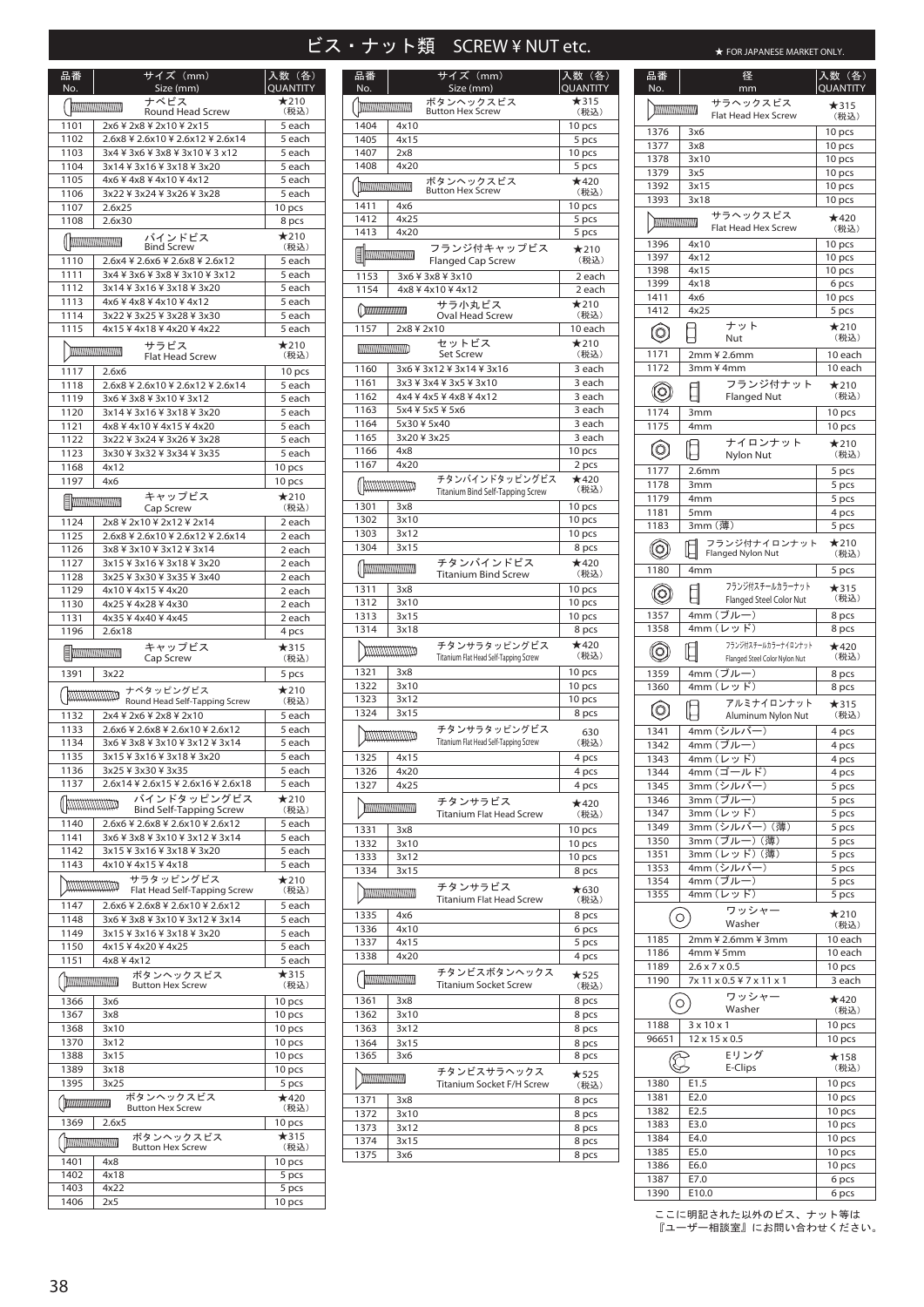# ビス・ナット類　SCREW ¥ NUT etc.

★ FOR JAPANESE MARKET ONLY.

| 品番 No. | サイズ（mm） Size (mm) | 入数（各） QUANTITY |
|---|---|---|
| | ナベビス Round Head Screw | ★210（税込） |
| 1101 | 2x6 ¥ 2x8 ¥ 2x10 ¥ 2x15 | 5 each |
| 1102 | 2.6x8 ¥ 2.6x10 ¥ 2.6x12 ¥ 2.6x14 | 5 each |
| 1103 | 3x4 ¥ 3x6 ¥ 3x8 ¥ 3x10 ¥ 3 x12 | 5 each |
| 1104 | 3x14 ¥ 3x16 ¥ 3x18 ¥ 3x20 | 5 each |
| 1105 | 4x6 ¥ 4x8 ¥ 4x10 ¥ 4x12 | 5 each |
| 1106 | 3x22 ¥ 3x24 ¥ 3x26 ¥ 3x28 | 5 each |
| 1107 | 2.6x25 | 10 pcs |
| 1108 | 2.6x30 | 8 pcs |
| | バインドビス Bind Screw | ★210（税込） |
| 1110 | 2.6x4 ¥ 2.6x6 ¥ 2.6x8 ¥ 2.6x12 | 5 each |
| 1111 | 3x4 ¥ 3x6 ¥ 3x8 ¥ 3x10 ¥ 3x12 | 5 each |
| 1112 | 3x14 ¥ 3x16 ¥ 3x18 ¥ 3x20 | 5 each |
| 1113 | 4x6 ¥ 4x8 ¥ 4x10 ¥ 4x12 | 5 each |
| 1114 | 3x22 ¥ 3x25 ¥ 3x28 ¥ 3x30 | 5 each |
| 1115 | 4x15 ¥ 4x18 ¥ 4x20 ¥ 4x22 | 5 each |
| | サラビス Flat Head Screw | ★210（税込） |
| 1117 | 2.6x6 | 10 pcs |
| 1118 | 2.6x8 ¥ 2.6x10 ¥ 2.6x12 ¥ 2.6x14 | 5 each |
| 1119 | 3x6 ¥ 3x8 ¥ 3x10 ¥ 3x12 | 5 each |
| 1120 | 3x14 ¥ 3x16 ¥ 3x18 ¥ 3x20 | 5 each |
| 1121 | 4x8 ¥ 4x10 ¥ 4x15 ¥ 4x20 | 5 each |
| 1122 | 3x22 ¥ 3x24 ¥ 3x26 ¥ 3x28 | 5 each |
| 1123 | 3x30 ¥ 3x32 ¥ 3x34 ¥ 3x35 | 5 each |
| 1168 | 4x12 | 10 pcs |
| 1197 | 4x6 | 10 pcs |
| | キャップビス Cap Screw | ★210（税込） |
| 1124 | 2x8 ¥ 2x10 ¥ 2x12 ¥ 2x14 | 2 each |
| 1125 | 2.6x8 ¥ 2.6x10 ¥ 2.6x12 ¥ 2.6x14 | 2 each |
| 1126 | 3x8 ¥ 3x10 ¥ 3x12 ¥ 3x14 | 2 each |
| 1127 | 3x15 ¥ 3x16 ¥ 3x18 ¥ 3x20 | 2 each |
| 1128 | 3x25 ¥ 3x30 ¥ 3x35 ¥ 3x40 | 2 each |
| 1129 | 4x10 ¥ 4x15 ¥ 4x20 | 2 each |
| 1130 | 4x25 ¥ 4x28 ¥ 4x30 | 2 each |
| 1131 | 4x35 ¥ 4x40 ¥ 4x45 | 2 each |
| 1196 | 2.6x18 | 4 pcs |
| | キャップビス Cap Screw | ★315（税込） |
| 1391 | 3x22 | 5 pcs |
| | ナベタッピングビス Round Head Self-Tapping Screw | ★210（税込） |
| 1132 | 2x4 ¥ 2x6 ¥ 2x8 ¥ 2x10 | 5 each |
| 1133 | 2.6x6 ¥ 2.6x8 ¥ 2.6x10 ¥ 2.6x12 | 5 each |
| 1134 | 3x6 ¥ 3x8 ¥ 3x10 ¥ 3x12 ¥ 3x14 | 5 each |
| 1135 | 3x15 ¥ 3x16 ¥ 3x18 ¥ 3x20 | 5 each |
| 1136 | 3x25 ¥ 3x30 ¥ 3x35 | 5 each |
| 1137 | 2.6x14 ¥ 2.6x15 ¥ 2.6x16 ¥ 2.6x18 | 5 each |
| | バインドタッピングビス Bind Self-Tapping Screw | ★210（税込） |
| 1140 | 2.6x6 ¥ 2.6x8 ¥ 2.6x10 ¥ 2.6x12 | 5 each |
| 1141 | 3x6 ¥ 3x8 ¥ 3x10 ¥ 3x12 ¥ 3x14 | 5 each |
| 1142 | 3x15 ¥ 3x16 ¥ 3x18 ¥ 3x20 | 5 each |
| 1143 | 4x10 ¥ 4x15 ¥ 4x18 | 5 each |
| | サラタッピングビス Flat Head Self-Tapping Screw | ★210（税込） |
| 1147 | 2.6x6 ¥ 2.6x8 ¥ 2.6x10 ¥ 2.6x12 | 5 each |
| 1148 | 3x6 ¥ 3x8 ¥ 3x10 ¥ 3x12 ¥ 3x14 | 5 each |
| 1149 | 3x15 ¥ 3x16 ¥ 3x18 ¥ 3x20 | 5 each |
| 1150 | 4x15 ¥ 4x20 ¥ 4x25 | 5 each |
| 1151 | 4x8 ¥ 4x12 | 5 each |
| | ボタンヘックスビス Button Hex Screw | ★315（税込） |
| 1366 | 3x6 | 10 pcs |
| 1367 | 3x8 | 10 pcs |
| 1368 | 3x10 | 10 pcs |
| 1370 | 3x12 | 10 pcs |
| 1388 | 3x15 | 10 pcs |
| 1389 | 3x18 | 10 pcs |
| 1395 | 3x25 | 5 pcs |
| | ボタンヘックスビス Button Hex Screw | ★420（税込） |
| 1369 | 2.6x5 | 10 pcs |
| | ボタンヘックスビス Button Hex Screw | ★315（税込） |
| 1401 | 4x8 | 10 pcs |
| 1402 | 4x18 | 5 pcs |
| 1403 | 4x22 | 5 pcs |
| 1406 | 2x5 | 10 pcs |

| 品番 No. | サイズ（mm） Size (mm) | 入数（各） QUANTITY |
|---|---|---|
| | ボタンヘックスビス Button Hex Screw | ★315（税込） |
| 1404 | 4x10 | 10 pcs |
| 1405 | 4x15 | 5 pcs |
| 1407 | 2x8 | 10 pcs |
| 1408 | 4x20 | 5 pcs |
| | ボタンヘックスビス Button Hex Screw | ★420（税込） |
| 1411 | 4x6 | 10 pcs |
| 1412 | 4x25 | 5 pcs |
| 1413 | 4x20 | 5 pcs |
| | フランジ付キャップビス Flanged Cap Screw | ★210（税込） |
| 1153 | 3x6 ¥ 3x8 ¥ 3x10 | 2 each |
| 1154 | 4x8 ¥ 4x10 ¥ 4x12 | 2 each |
| | サラ小丸ビス Oval Head Screw | ★210（税込） |
| 1157 | 2x8 ¥ 2x10 | 10 each |
| | セットビス Set Screw | ★210（税込） |
| 1160 | 3x6 ¥ 3x12 ¥ 3x14 ¥ 3x16 | 3 each |
| 1161 | 3x3 ¥ 3x4 ¥ 3x5 ¥ 3x10 | 3 each |
| 1162 | 4x4 ¥ 4x5 ¥ 4x8 ¥ 4x12 | 3 each |
| 1163 | 5x4 ¥ 5x5 ¥ 5x6 | 3 each |
| 1164 | 5x30 ¥ 5x40 | 3 each |
| 1165 | 3x20 ¥ 3x25 | 3 each |
| 1166 | 4x8 | 10 pcs |
| 1167 | 4x20 | 2 pcs |
| | チタンバインドタッピングビス Titanium Bind Self-Tapping Screw | ★420（税込） |
| 1301 | 3x8 | 10 pcs |
| 1302 | 3x10 | 10 pcs |
| 1303 | 3x12 | 10 pcs |
| 1304 | 3x15 | 8 pcs |
| | チタンバインドビス Titanium Bind Screw | ★420（税込） |
| 1311 | 3x8 | 10 pcs |
| 1312 | 3x10 | 10 pcs |
| 1313 | 3x15 | 10 pcs |
| 1314 | 3x18 | 8 pcs |
| | チタンサラタッピングビス Titanium Flat Head Self-Tapping Screw | ★420（税込） |
| 1321 | 3x8 | 10 pcs |
| 1322 | 3x10 | 10 pcs |
| 1323 | 3x12 | 10 pcs |
| 1324 | 3x15 | 8 pcs |
| | チタンサラタッピングビス Titanium Flat Head Self-Tapping Screw | 630（税込） |
| 1325 | 4x15 | 4 pcs |
| 1326 | 4x20 | 4 pcs |
| 1327 | 4x25 | 4 pcs |
| | チタンサラビス Titanium Flat Head Screw | ★420（税込） |
| 1331 | 3x8 | 10 pcs |
| 1332 | 3x10 | 10 pcs |
| 1333 | 3x12 | 10 pcs |
| 1334 | 3x15 | 8 pcs |
| | チタンサラビス Titanium Flat Head Screw | ★630（税込） |
| 1335 | 4x6 | 8 pcs |
| 1336 | 4x10 | 6 pcs |
| 1337 | 4x15 | 5 pcs |
| 1338 | 4x20 | 4 pcs |
| | チタンビスボタンヘックス Titanium Socket Screw | ★525（税込） |
| 1361 | 3x8 | 8 pcs |
| 1362 | 3x10 | 8 pcs |
| 1363 | 3x12 | 8 pcs |
| 1364 | 3x15 | 8 pcs |
| 1365 | 3x6 | 8 pcs |
| | チタンビスサラヘックス Titanium Socket F/H Screw | ★525（税込） |
| 1371 | 3x8 | 8 pcs |
| 1372 | 3x10 | 8 pcs |
| 1373 | 3x12 | 8 pcs |
| 1374 | 3x15 | 8 pcs |
| 1375 | 3x6 | 8 pcs |

| 品番 No. | 径 mm | 入数（各） QUANTITY |
|---|---|---|
| | サラヘックスビス Flat Head Hex Screw | ★315（税込） |
| 1376 | 3x6 | 10 pcs |
| 1377 | 3x8 | 10 pcs |
| 1378 | 3x10 | 10 pcs |
| 1379 | 3x5 | 10 pcs |
| 1392 | 3x15 | 10 pcs |
| 1393 | 3x18 | 10 pcs |
| | サラヘックスビス Flat Head Hex Screw | ★420（税込） |
| 1396 | 4x10 | 10 pcs |
| 1397 | 4x12 | 10 pcs |
| 1398 | 4x15 | 10 pcs |
| 1399 | 4x18 | 6 pcs |
| 1411 | 4x6 | 10 pcs |
| 1412 | 4x25 | 5 pcs |
| | ナット Nut | ★210（税込） |
| 1171 | 2mm ¥ 2.6mm | 10 each |
| 1172 | 3mm ¥ 4mm | 10 each |
| | フランジ付ナット Flanged Nut | ★210（税込） |
| 1174 | 3mm | 10 pcs |
| 1175 | 4mm | 10 pcs |
| | ナイロンナット Nylon Nut | ★210（税込） |
| 1177 | 2.6mm | 5 pcs |
| 1178 | 3mm | 5 pcs |
| 1179 | 4mm | 5 pcs |
| 1181 | 5mm | 4 pcs |
| 1183 | 3mm（薄） | 5 pcs |
| | フランジ付ナイロンナット Flanged Nylon Nut | ★210（税込） |
| 1180 | 4mm | 5 pcs |
| | フランジ付スチールカラーナット Flanged Steel Color Nut | ★315（税込） |
| 1357 | 4mm（ブルー） | 8 pcs |
| 1358 | 4mm（レッド） | 8 pcs |
| | フランジ付スチールカラーナイロンナット Flanged Steel Color Nylon Nut | ★420（税込） |
| 1359 | 4mm（ブルー） | 8 pcs |
| 1360 | 4mm（レッド） | 8 pcs |
| | アルミナイロンナット Aluminum Nylon Nut | ★315（税込） |
| 1341 | 4mm（シルバー） | 4 pcs |
| 1342 | 4mm（ブルー） | 4 pcs |
| 1343 | 4mm（レッド） | 4 pcs |
| 1344 | 4mm（ゴールド） | 4 pcs |
| 1345 | 3mm（シルバー） | 5 pcs |
| 1346 | 3mm（ブルー） | 5 pcs |
| 1347 | 3mm（レッド） | 5 pcs |
| 1349 | 3mm（シルバー）（薄） | 5 pcs |
| 1350 | 3mm（ブルー）（薄） | 5 pcs |
| 1351 | 3mm（レッド）（薄） | 5 pcs |
| 1353 | 4mm（シルバー） | 5 pcs |
| 1354 | 4mm（ブルー） | 5 pcs |
| 1355 | 4mm（レッド） | 5 pcs |
| | ワッシャー Washer | ★210（税込） |
| 1185 | 2mm ¥ 2.6mm ¥ 3mm | 10 each |
| 1186 | 4mm ¥ 5mm | 10 each |
| 1189 | 2.6 x 7 x 0.5 | 10 pcs |
| 1190 | 7x 11 x 0.5 ¥ 7 x 11 x 1 | 3 each |
| | ワッシャー Washer | ★420（税込） |
| 1188 | 3 x 10 x 1 | 10 pcs |
| 96651 | 12 x 15 x 0.5 | 10 pcs |
| | Eリング E-Clips | ★158（税込） |
| 1380 | E1.5 | 10 pcs |
| 1381 | E2.0 | 10 pcs |
| 1382 | E2.5 | 10 pcs |
| 1383 | E3.0 | 10 pcs |
| 1384 | E4.0 | 10 pcs |
| 1385 | E5.0 | 10 pcs |
| 1386 | E6.0 | 10 pcs |
| 1387 | E7.0 | 6 pcs |
| 1390 | E10.0 | 6 pcs |

ここに明記された以外のビス、ナット等は『ユーザー相談室』にお問い合わせください。